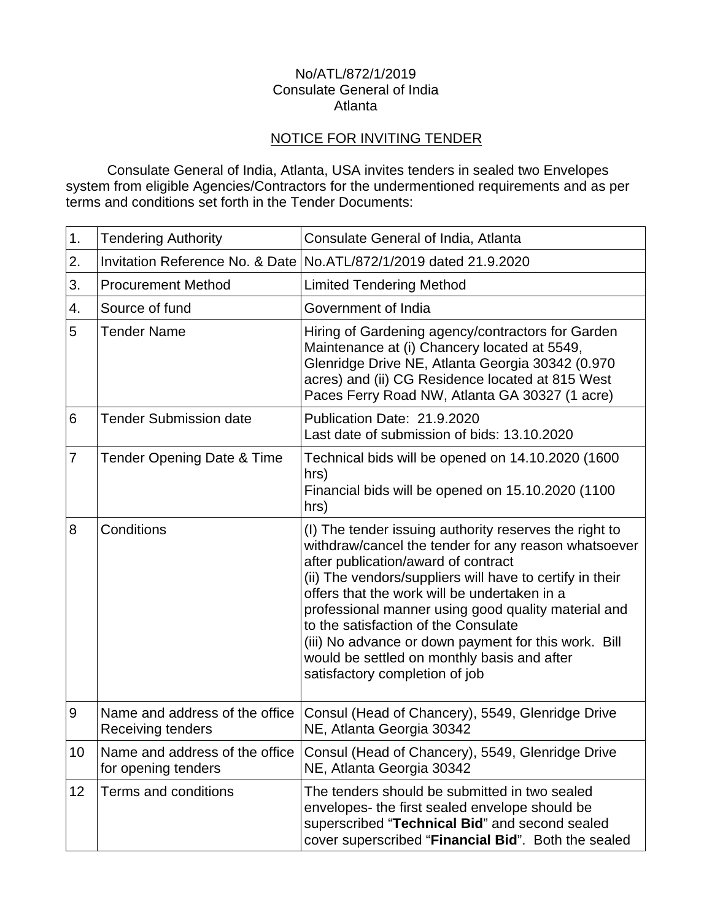No/ATL/872/1/2019
Consulate General of India
Atlanta

## NOTICE FOR INVITING TENDER

Consulate General of India, Atlanta, USA invites tenders in sealed two Envelopes system from eligible Agencies/Contractors for the undermentioned requirements and as per terms and conditions set forth in the Tender Documents:

| | | |
|---|---|---|
| 1. | Tendering Authority | Consulate General of India, Atlanta |
| 2. | Invitation Reference No. & Date | No.ATL/872/1/2019 dated 21.9.2020 |
| 3. | Procurement Method | Limited Tendering Method |
| 4. | Source of fund | Government of India |
| 5 | Tender Name | Hiring of Gardening agency/contractors for Garden Maintenance at (i) Chancery located at 5549, Glenridge Drive NE, Atlanta Georgia 30342 (0.970 acres) and (ii) CG Residence located at 815 West Paces Ferry Road NW, Atlanta GA 30327 (1 acre) |
| 6 | Tender Submission date | Publication Date: 21.9.2020<br>Last date of submission of bids: 13.10.2020 |
| 7 | Tender Opening Date & Time | Technical bids will be opened on 14.10.2020 (1600 hrs)<br>Financial bids will be opened on 15.10.2020 (1100 hrs) |
| 8 | Conditions | (I) The tender issuing authority reserves the right to withdraw/cancel the tender for any reason whatsoever after publication/award of contract<br>(ii) The vendors/suppliers will have to certify in their offers that the work will be undertaken in a professional manner using good quality material and to the satisfaction of the Consulate<br>(iii) No advance or down payment for this work. Bill would be settled on monthly basis and after satisfactory completion of job |
| 9 | Name and address of the office Receiving tenders | Consul (Head of Chancery), 5549, Glenridge Drive NE, Atlanta Georgia 30342 |
| 10 | Name and address of the office for opening tenders | Consul (Head of Chancery), 5549, Glenridge Drive NE, Atlanta Georgia 30342 |
| 12 | Terms and conditions | The tenders should be submitted in two sealed envelopes- the first sealed envelope should be superscribed "**Technical Bid**" and second sealed cover superscribed "**Financial Bid**". Both the sealed |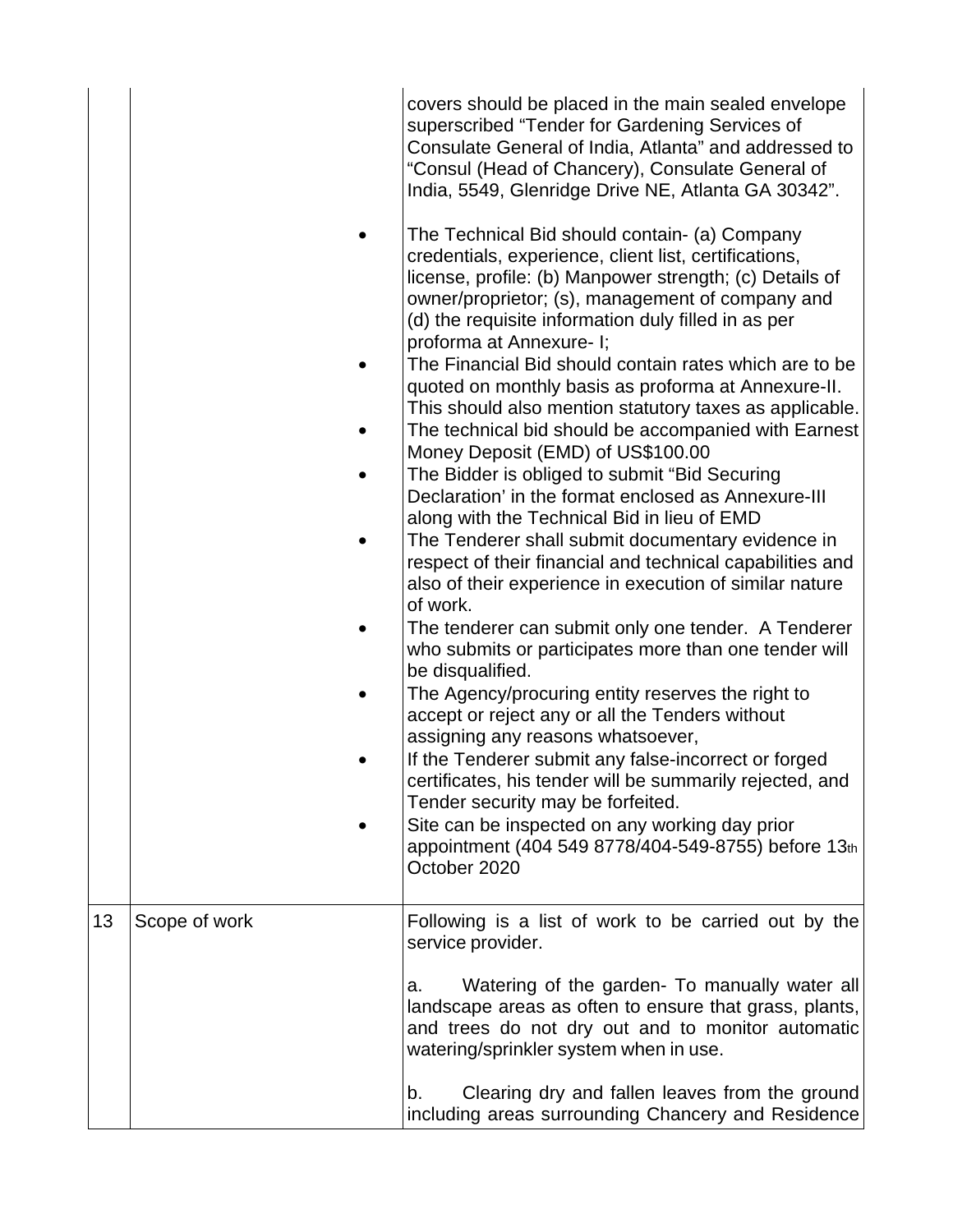| | | |
|---|---|---|
| | | covers should be placed in the main sealed envelope superscribed "Tender for Gardening Services of Consulate General of India, Atlanta" and addressed to "Consul (Head of Chancery), Consulate General of India, 5549, Glenridge Drive NE, Atlanta GA 30342".<br><br>• The Technical Bid should contain- (a) Company credentials, experience, client list, certifications, license, profile: (b) Manpower strength; (c) Details of owner/proprietor; (s), management of company and (d) the requisite information duly filled in as per proforma at Annexure- I;<br>• The Financial Bid should contain rates which are to be quoted on monthly basis as proforma at Annexure-II. This should also mention statutory taxes as applicable.<br>• The technical bid should be accompanied with Earnest Money Deposit (EMD) of US$100.00<br>• The Bidder is obliged to submit "Bid Securing Declaration' in the format enclosed as Annexure-III along with the Technical Bid in lieu of EMD<br>• The Tenderer shall submit documentary evidence in respect of their financial and technical capabilities and also of their experience in execution of similar nature of work.<br>• The tenderer can submit only one tender. A Tenderer who submits or participates more than one tender will be disqualified.<br>• The Agency/procuring entity reserves the right to accept or reject any or all the Tenders without assigning any reasons whatsoever,<br>• If the Tenderer submit any false-incorrect or forged certificates, his tender will be summarily rejected, and Tender security may be forfeited.<br>• Site can be inspected on any working day prior appointment (404 549 8778/404-549-8755) before 13th October 2020 |
| 13 | Scope of work | Following is a list of work to be carried out by the service provider.<br><br>a. Watering of the garden- To manually water all landscape areas as often to ensure that grass, plants, and trees do not dry out and to monitor automatic watering/sprinkler system when in use.<br><br>b. Clearing dry and fallen leaves from the ground including areas surrounding Chancery and Residence |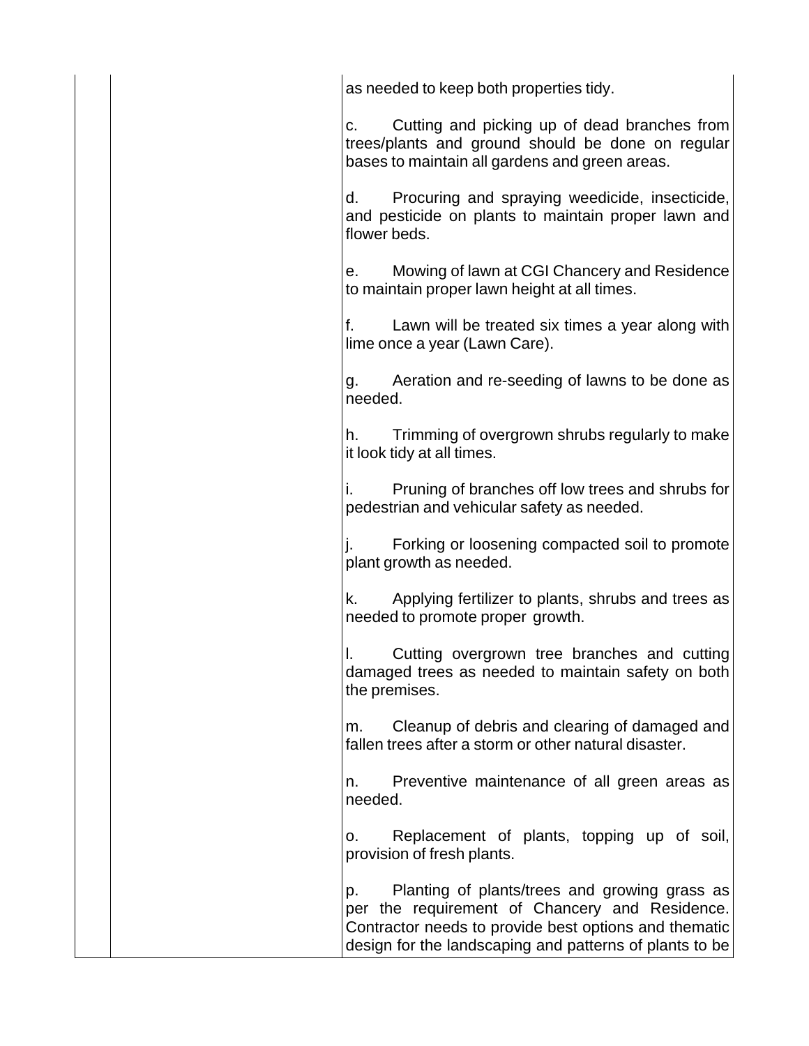| | | |
|---|---|---|
| | | as needed to keep both properties tidy.<br><br>c. Cutting and picking up of dead branches from trees/plants and ground should be done on regular bases to maintain all gardens and green areas.<br><br>d. Procuring and spraying weedicide, insecticide, and pesticide on plants to maintain proper lawn and flower beds.<br><br>e. Mowing of lawn at CGI Chancery and Residence to maintain proper lawn height at all times.<br><br>f. Lawn will be treated six times a year along with lime once a year (Lawn Care).<br><br>g. Aeration and re-seeding of lawns to be done as needed.<br><br>h. Trimming of overgrown shrubs regularly to make it look tidy at all times.<br><br>i. Pruning of branches off low trees and shrubs for pedestrian and vehicular safety as needed.<br><br>j. Forking or loosening compacted soil to promote plant growth as needed.<br><br>k. Applying fertilizer to plants, shrubs and trees as needed to promote proper growth.<br><br>l. Cutting overgrown tree branches and cutting damaged trees as needed to maintain safety on both the premises.<br><br>m. Cleanup of debris and clearing of damaged and fallen trees after a storm or other natural disaster.<br><br>n. Preventive maintenance of all green areas as needed.<br><br>o. Replacement of plants, topping up of soil, provision of fresh plants.<br><br>p. Planting of plants/trees and growing grass as per the requirement of Chancery and Residence. Contractor needs to provide best options and thematic design for the landscaping and patterns of plants to be |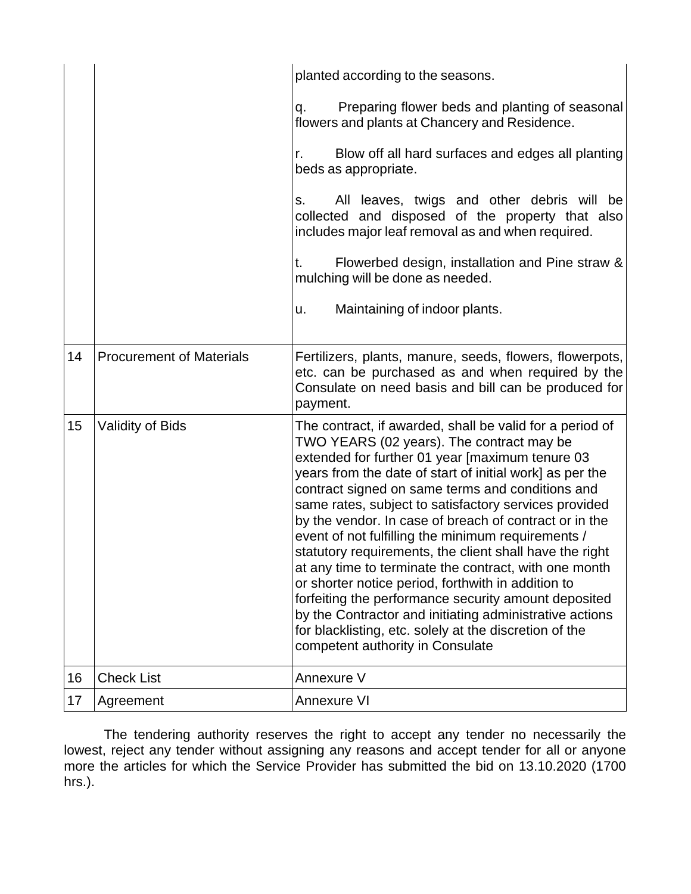| | | |
|---|---|---|
| | | planted according to the seasons.<br><br>q. Preparing flower beds and planting of seasonal flowers and plants at Chancery and Residence.<br><br>r. Blow off all hard surfaces and edges all planting beds as appropriate.<br><br>s. All leaves, twigs and other debris will be collected and disposed of the property that also includes major leaf removal as and when required.<br><br>t. Flowerbed design, installation and Pine straw & mulching will be done as needed.<br><br>u. Maintaining of indoor plants. |
| 14 | Procurement of Materials | Fertilizers, plants, manure, seeds, flowers, flowerpots, etc. can be purchased as and when required by the Consulate on need basis and bill can be produced for payment. |
| 15 | Validity of Bids | The contract, if awarded, shall be valid for a period of TWO YEARS (02 years). The contract may be extended for further 01 year [maximum tenure 03 years from the date of start of initial work] as per the contract signed on same terms and conditions and same rates, subject to satisfactory services provided by the vendor. In case of breach of contract or in the event of not fulfilling the minimum requirements / statutory requirements, the client shall have the right at any time to terminate the contract, with one month or shorter notice period, forthwith in addition to forfeiting the performance security amount deposited by the Contractor and initiating administrative actions for blacklisting, etc. solely at the discretion of the competent authority in Consulate |
| 16 | Check List | Annexure V |
| 17 | Agreement | Annexure VI |

The tendering authority reserves the right to accept any tender no necessarily the lowest, reject any tender without assigning any reasons and accept tender for all or anyone more the articles for which the Service Provider has submitted the bid on 13.10.2020 (1700 hrs.).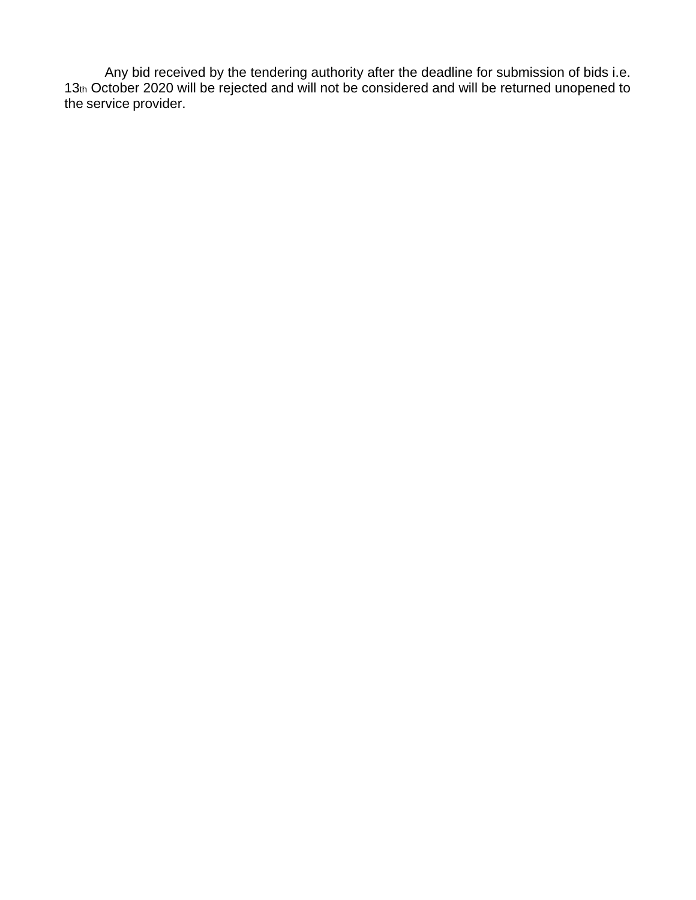Any bid received by the tendering authority after the deadline for submission of bids i.e. 13th October 2020 will be rejected and will not be considered and will be returned unopened to the service provider.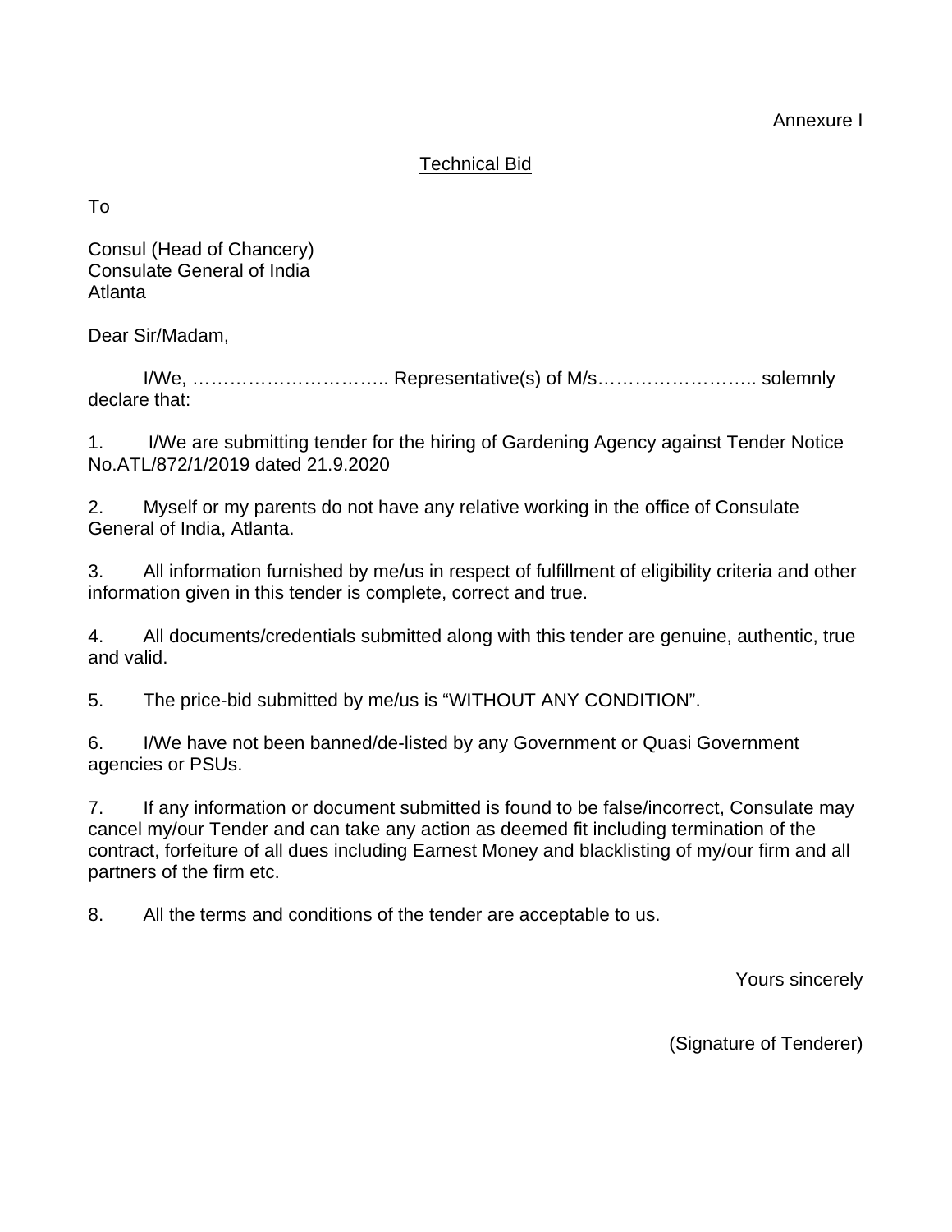Annexure I

## Technical Bid

To

Consul (Head of Chancery)
Consulate General of India
Atlanta

Dear Sir/Madam,

I/We, ………………………….. Representative(s) of M/s…………………….. solemnly declare that:

1. I/We are submitting tender for the hiring of Gardening Agency against Tender Notice No.ATL/872/1/2019 dated 21.9.2020

2. Myself or my parents do not have any relative working in the office of Consulate General of India, Atlanta.

3. All information furnished by me/us in respect of fulfillment of eligibility criteria and other information given in this tender is complete, correct and true.

4. All documents/credentials submitted along with this tender are genuine, authentic, true and valid.

5. The price-bid submitted by me/us is "WITHOUT ANY CONDITION".

6. I/We have not been banned/de-listed by any Government or Quasi Government agencies or PSUs.

7. If any information or document submitted is found to be false/incorrect, Consulate may cancel my/our Tender and can take any action as deemed fit including termination of the contract, forfeiture of all dues including Earnest Money and blacklisting of my/our firm and all partners of the firm etc.

8. All the terms and conditions of the tender are acceptable to us.

Yours sincerely

(Signature of Tenderer)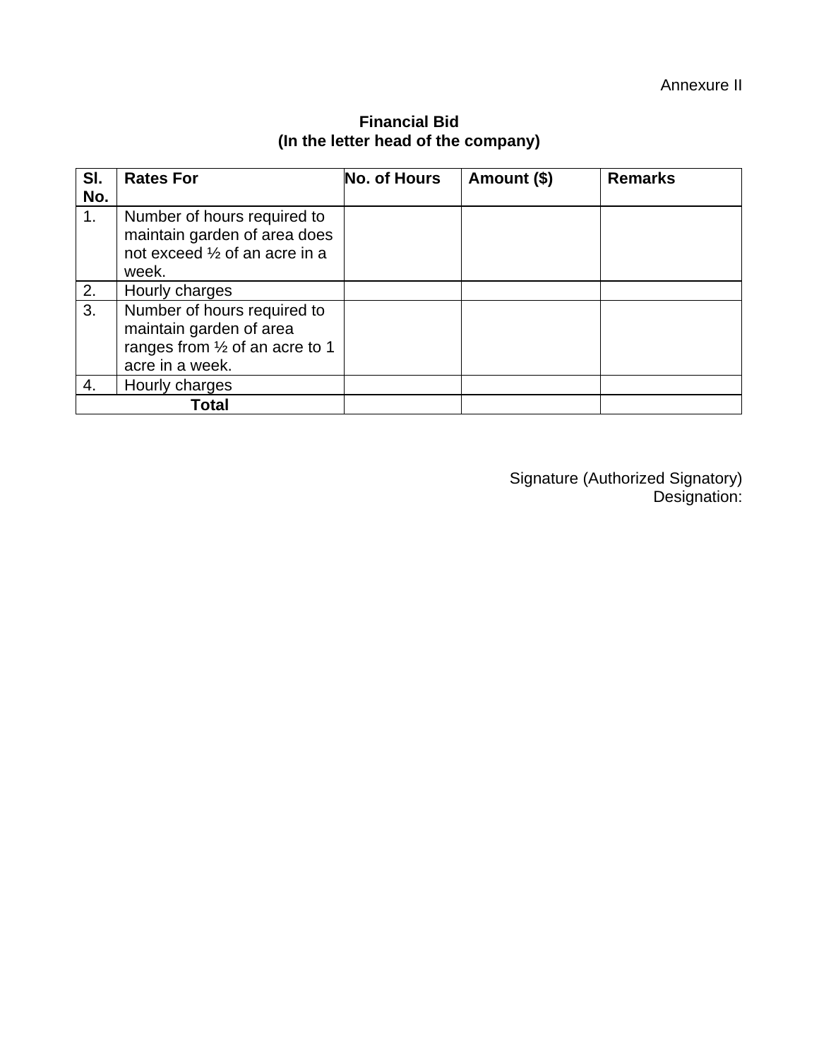Annexure II

**Financial Bid**
**(In the letter head of the company)**

| Sl. No. | Rates For | No. of Hours | Amount ($) | Remarks |
|---|---|---|---|---|
| 1. | Number of hours required to maintain garden of area does not exceed ½ of an acre in a week. | | | |
| 2. | Hourly charges | | | |
| 3. | Number of hours required to maintain garden of area ranges from ½ of an acre to 1 acre in a week. | | | |
| 4. | Hourly charges | | | |
| **Total** | | | | |

Signature (Authorized Signatory)
Designation: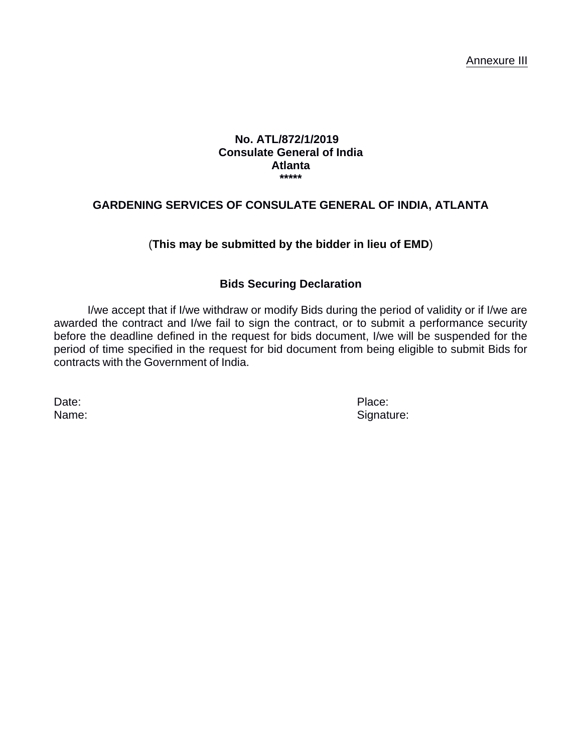Annexure III

**No. ATL/872/1/2019**
**Consulate General of India**
**Atlanta**
**\*\*\*\*\***

## GARDENING SERVICES OF CONSULATE GENERAL OF INDIA, ATLANTA

(**This may be submitted by the bidder in lieu of EMD**)

### Bids Securing Declaration

I/we accept that if I/we withdraw or modify Bids during the period of validity or if I/we are awarded the contract and I/we fail to sign the contract, or to submit a performance security before the deadline defined in the request for bids document, I/we will be suspended for the period of time specified in the request for bid document from being eligible to submit Bids for contracts with the Government of India.

Date: Place:
Name: Signature: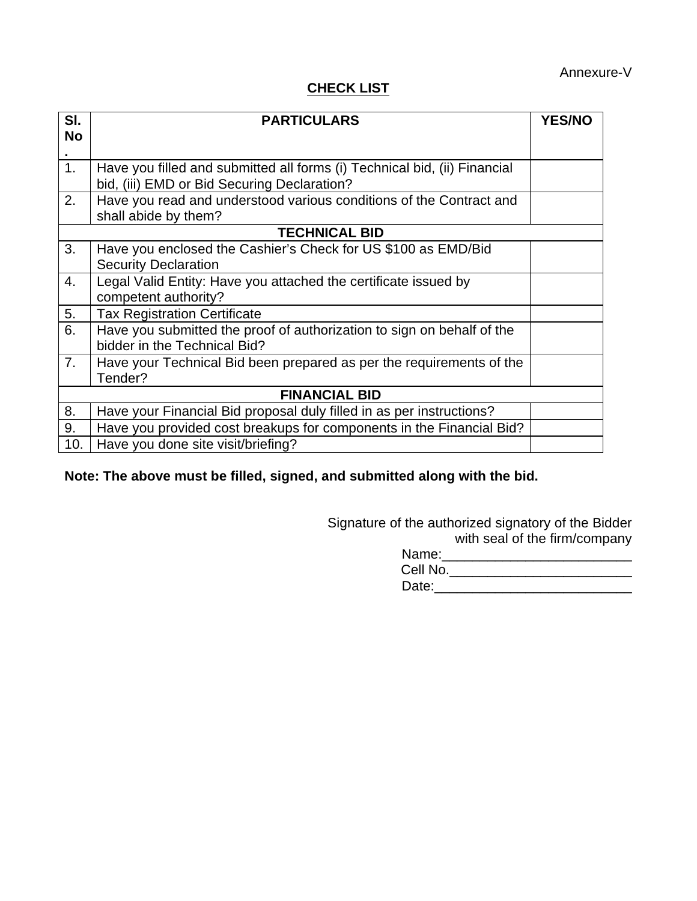Annexure-V

## CHECK LIST

| Sl. No. | PARTICULARS | YES/NO |
|---|---|---|
| 1. | Have you filled and submitted all forms (i) Technical bid, (ii) Financial bid, (iii) EMD or Bid Securing Declaration? | |
| 2. | Have you read and understood various conditions of the Contract and shall abide by them? | |
| | **TECHNICAL BID** | |
| 3. | Have you enclosed the Cashier's Check for US $100 as EMD/Bid Security Declaration | |
| 4. | Legal Valid Entity: Have you attached the certificate issued by competent authority? | |
| 5. | Tax Registration Certificate | |
| 6. | Have you submitted the proof of authorization to sign on behalf of the bidder in the Technical Bid? | |
| 7. | Have your Technical Bid been prepared as per the requirements of the Tender? | |
| | **FINANCIAL BID** | |
| 8. | Have your Financial Bid proposal duly filled in as per instructions? | |
| 9. | Have you provided cost breakups for components in the Financial Bid? | |
| 10. | Have you done site visit/briefing? | |

**Note: The above must be filled, signed, and submitted along with the bid.**

Signature of the authorized signatory of the Bidder with seal of the firm/company

Name:_________________________

Cell No.________________________

Date:__________________________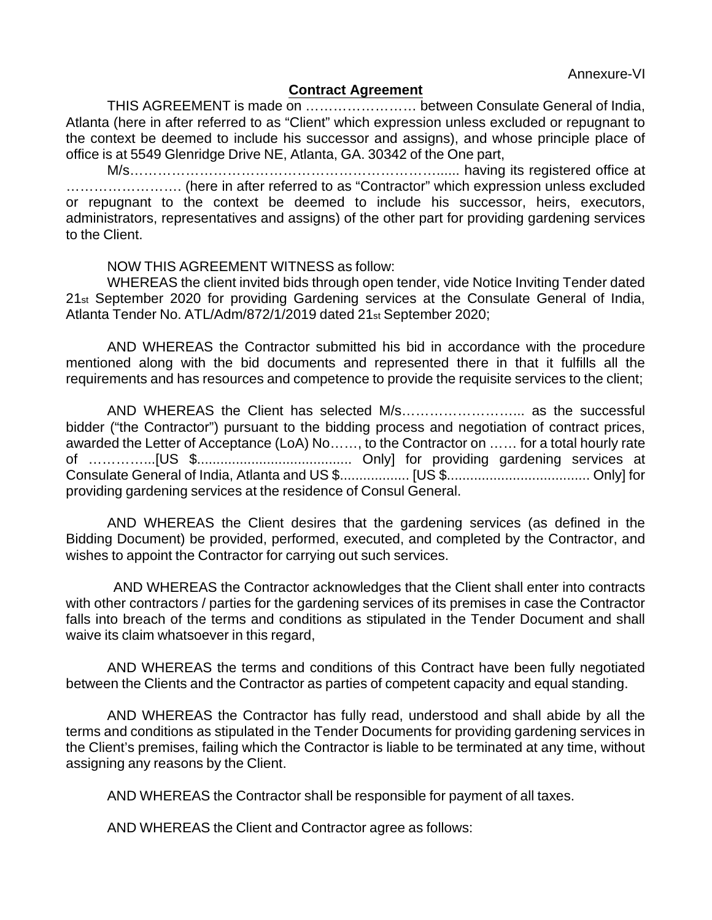Annexure-VI

**Contract Agreement**

THIS AGREEMENT is made on …………………… between Consulate General of India, Atlanta (here in after referred to as "Client" which expression unless excluded or repugnant to the context be deemed to include his successor and assigns), and whose principle place of office is at 5549 Glenridge Drive NE, Atlanta, GA. 30342 of the One part,

M/s…………………………………………………………...... having its registered office at ……………………. (here in after referred to as "Contractor" which expression unless excluded or repugnant to the context be deemed to include his successor, heirs, executors, administrators, representatives and assigns) of the other part for providing gardening services to the Client.

NOW THIS AGREEMENT WITNESS as follow:

WHEREAS the client invited bids through open tender, vide Notice Inviting Tender dated 21st September 2020 for providing Gardening services at the Consulate General of India, Atlanta Tender No. ATL/Adm/872/1/2019 dated 21st September 2020;

AND WHEREAS the Contractor submitted his bid in accordance with the procedure mentioned along with the bid documents and represented there in that it fulfills all the requirements and has resources and competence to provide the requisite services to the client;

AND WHEREAS the Client has selected M/s……………………... as the successful bidder ("the Contractor") pursuant to the bidding process and negotiation of contract prices, awarded the Letter of Acceptance (LoA) No……, to the Contractor on …… for a total hourly rate of …………...[US $....................................... Only] for providing gardening services at Consulate General of India, Atlanta and US $.................. [US $.................................... Only] for providing gardening services at the residence of Consul General.

AND WHEREAS the Client desires that the gardening services (as defined in the Bidding Document) be provided, performed, executed, and completed by the Contractor, and wishes to appoint the Contractor for carrying out such services.

AND WHEREAS the Contractor acknowledges that the Client shall enter into contracts with other contractors / parties for the gardening services of its premises in case the Contractor falls into breach of the terms and conditions as stipulated in the Tender Document and shall waive its claim whatsoever in this regard,

AND WHEREAS the terms and conditions of this Contract have been fully negotiated between the Clients and the Contractor as parties of competent capacity and equal standing.

AND WHEREAS the Contractor has fully read, understood and shall abide by all the terms and conditions as stipulated in the Tender Documents for providing gardening services in the Client's premises, failing which the Contractor is liable to be terminated at any time, without assigning any reasons by the Client.

AND WHEREAS the Contractor shall be responsible for payment of all taxes.

AND WHEREAS the Client and Contractor agree as follows: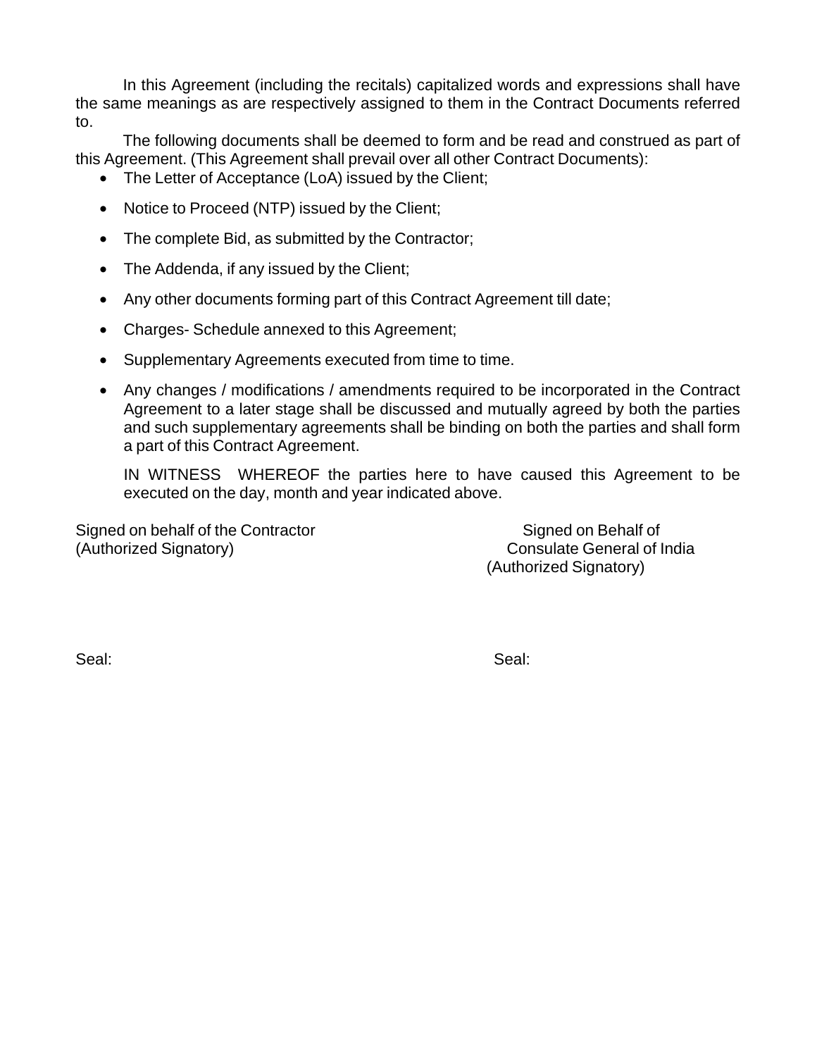In this Agreement (including the recitals) capitalized words and expressions shall have the same meanings as are respectively assigned to them in the Contract Documents referred to.

The following documents shall be deemed to form and be read and construed as part of this Agreement. (This Agreement shall prevail over all other Contract Documents):

- The Letter of Acceptance (LoA) issued by the Client;
- Notice to Proceed (NTP) issued by the Client;
- The complete Bid, as submitted by the Contractor;
- The Addenda, if any issued by the Client;
- Any other documents forming part of this Contract Agreement till date;
- Charges- Schedule annexed to this Agreement;
- Supplementary Agreements executed from time to time.
- Any changes / modifications / amendments required to be incorporated in the Contract Agreement to a later stage shall be discussed and mutually agreed by both the parties and such supplementary agreements shall be binding on both the parties and shall form a part of this Contract Agreement.

IN WITNESS WHEREOF the parties here to have caused this Agreement to be executed on the day, month and year indicated above.

| | |
|---|---|
| Signed on behalf of the Contractor<br>(Authorized Signatory) | Signed on Behalf of<br>Consulate General of India<br>(Authorized Signatory) |
| Seal: | Seal: |